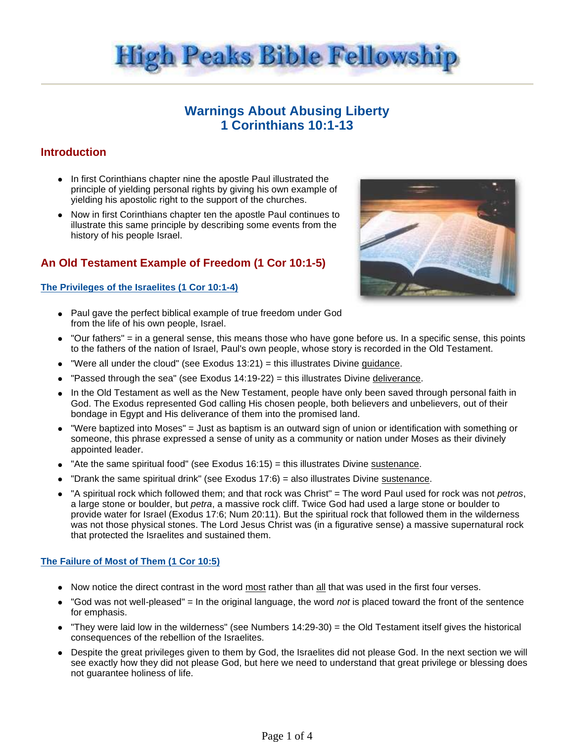# High Peaks Bible Fellowship

## Warnings About Abusing Liberty
## 1 Corinthians 10:1-13

### Introduction

- In first Corinthians chapter nine the apostle Paul illustrated the principle of yielding personal rights by giving his own example of yielding his apostolic right to the support of the churches.
- Now in first Corinthians chapter ten the apostle Paul continues to illustrate this same principle by describing some events from the history of his people Israel.

### An Old Testament Example of Freedom (1 Cor 10:1-5)

#### The Privileges of the Israelites (1 Cor 10:1-4)

- Paul gave the perfect biblical example of true freedom under God from the life of his own people, Israel.
- "Our fathers" = in a general sense, this means those who have gone before us. In a specific sense, this points to the fathers of the nation of Israel, Paul's own people, whose story is recorded in the Old Testament.
- "Were all under the cloud" (see Exodus 13:21) = this illustrates Divine guidance.
- "Passed through the sea" (see Exodus 14:19-22) = this illustrates Divine deliverance.
- In the Old Testament as well as the New Testament, people have only been saved through personal faith in God. The Exodus represented God calling His chosen people, both believers and unbelievers, out of their bondage in Egypt and His deliverance of them into the promised land.
- "Were baptized into Moses" = Just as baptism is an outward sign of union or identification with something or someone, this phrase expressed a sense of unity as a community or nation under Moses as their divinely appointed leader.
- "Ate the same spiritual food" (see Exodus 16:15) = this illustrates Divine sustenance.
- "Drank the same spiritual drink" (see Exodus 17:6) = also illustrates Divine sustenance.
- "A spiritual rock which followed them; and that rock was Christ" = The word Paul used for rock was not *petros*, a large stone or boulder, but *petra*, a massive rock cliff. Twice God had used a large stone or boulder to provide water for Israel (Exodus 17:6; Num 20:11). But the spiritual rock that followed them in the wilderness was not those physical stones. The Lord Jesus Christ was (in a figurative sense) a massive supernatural rock that protected the Israelites and sustained them.

#### The Failure of Most of Them (1 Cor 10:5)

- Now notice the direct contrast in the word most rather than all that was used in the first four verses.
- "God was not well-pleased" = In the original language, the word *not* is placed toward the front of the sentence for emphasis.
- "They were laid low in the wilderness" (see Numbers 14:29-30) = the Old Testament itself gives the historical consequences of the rebellion of the Israelites.
- Despite the great privileges given to them by God, the Israelites did not please God. In the next section we will see exactly how they did not please God, but here we need to understand that great privilege or blessing does not guarantee holiness of life.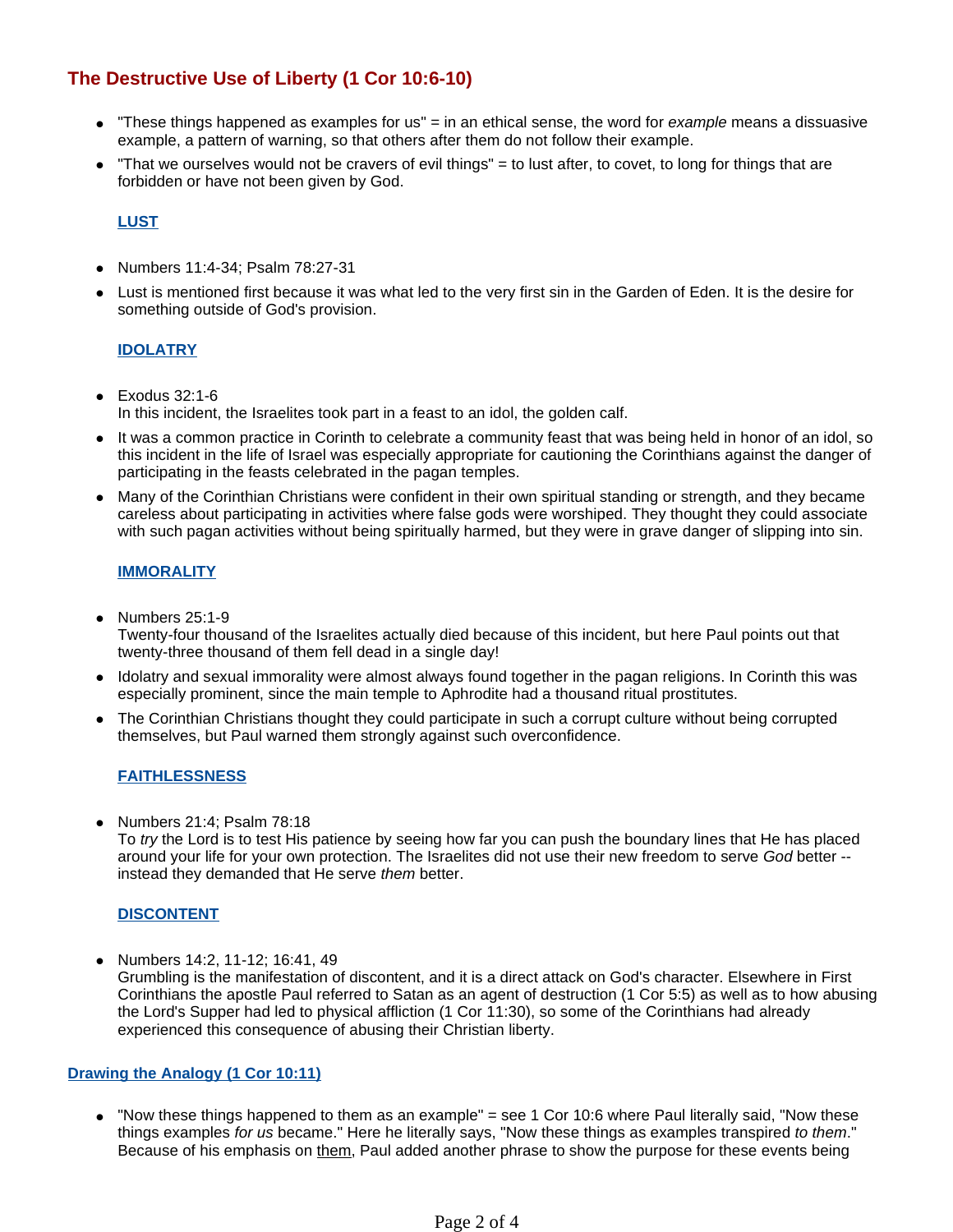## The Destructive Use of Liberty (1 Cor 10:6-10)

- "These things happened as examples for us" = in an ethical sense, the word for *example* means a dissuasive example, a pattern of warning, so that others after them do not follow their example.
- "That we ourselves would not be cravers of evil things" = to lust after, to covet, to long for things that are forbidden or have not been given by God.

### LUST

- Numbers 11:4-34; Psalm 78:27-31
- Lust is mentioned first because it was what led to the very first sin in the Garden of Eden. It is the desire for something outside of God's provision.

### IDOLATRY

- Exodus 32:1-6
  In this incident, the Israelites took part in a feast to an idol, the golden calf.
- It was a common practice in Corinth to celebrate a community feast that was being held in honor of an idol, so this incident in the life of Israel was especially appropriate for cautioning the Corinthians against the danger of participating in the feasts celebrated in the pagan temples.
- Many of the Corinthian Christians were confident in their own spiritual standing or strength, and they became careless about participating in activities where false gods were worshiped. They thought they could associate with such pagan activities without being spiritually harmed, but they were in grave danger of slipping into sin.

### IMMORALITY

- Numbers 25:1-9
  Twenty-four thousand of the Israelites actually died because of this incident, but here Paul points out that twenty-three thousand of them fell dead in a single day!
- Idolatry and sexual immorality were almost always found together in the pagan religions. In Corinth this was especially prominent, since the main temple to Aphrodite had a thousand ritual prostitutes.
- The Corinthian Christians thought they could participate in such a corrupt culture without being corrupted themselves, but Paul warned them strongly against such overconfidence.

### FAITHLESSNESS

- Numbers 21:4; Psalm 78:18
  To *try* the Lord is to test His patience by seeing how far you can push the boundary lines that He has placed around your life for your own protection. The Israelites did not use their new freedom to serve *God* better -- instead they demanded that He serve *them* better.

### DISCONTENT

- Numbers 14:2, 11-12; 16:41, 49
  Grumbling is the manifestation of discontent, and it is a direct attack on God's character. Elsewhere in First Corinthians the apostle Paul referred to Satan as an agent of destruction (1 Cor 5:5) as well as to how abusing the Lord's Supper had led to physical affliction (1 Cor 11:30), so some of the Corinthians had already experienced this consequence of abusing their Christian liberty.

## Drawing the Analogy (1 Cor 10:11)

- "Now these things happened to them as an example" = see 1 Cor 10:6 where Paul literally said, "Now these things examples *for us* became." Here he literally says, "Now these things as examples transpired *to them*." Because of his emphasis on <u>them</u>, Paul added another phrase to show the purpose for these events being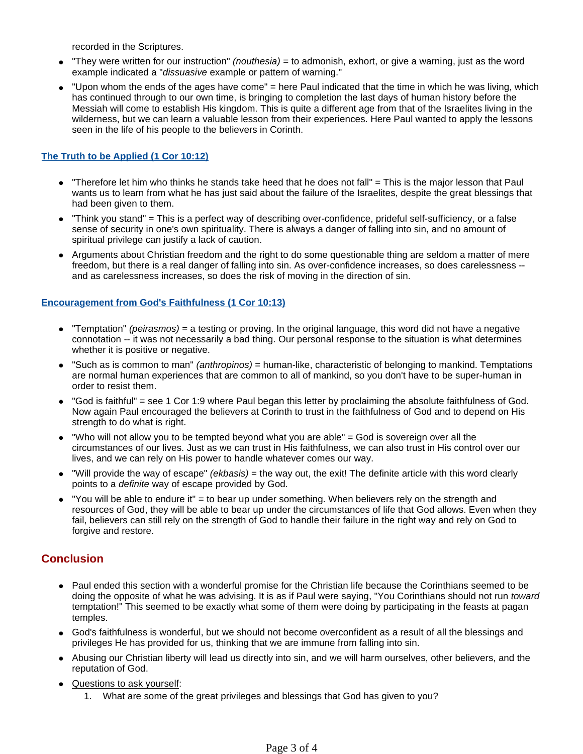recorded in the Scriptures.

- "They were written for our instruction" *(nouthesia)* = to admonish, exhort, or give a warning, just as the word example indicated a "*dissuasive* example or pattern of warning."
- "Upon whom the ends of the ages have come" = here Paul indicated that the time in which he was living, which has continued through to our own time, is bringing to completion the last days of human history before the Messiah will come to establish His kingdom. This is quite a different age from that of the Israelites living in the wilderness, but we can learn a valuable lesson from their experiences. Here Paul wanted to apply the lessons seen in the life of his people to the believers in Corinth.

### The Truth to be Applied (1 Cor 10:12)

- "Therefore let him who thinks he stands take heed that he does not fall" = This is the major lesson that Paul wants us to learn from what he has just said about the failure of the Israelites, despite the great blessings that had been given to them.
- "Think you stand" = This is a perfect way of describing over-confidence, prideful self-sufficiency, or a false sense of security in one's own spirituality. There is always a danger of falling into sin, and no amount of spiritual privilege can justify a lack of caution.
- Arguments about Christian freedom and the right to do some questionable thing are seldom a matter of mere freedom, but there is a real danger of falling into sin. As over-confidence increases, so does carelessness -- and as carelessness increases, so does the risk of moving in the direction of sin.

### Encouragement from God's Faithfulness (1 Cor 10:13)

- "Temptation" *(peirasmos)* = a testing or proving. In the original language, this word did not have a negative connotation -- it was not necessarily a bad thing. Our personal response to the situation is what determines whether it is positive or negative.
- "Such as is common to man" *(anthropinos)* = human-like, characteristic of belonging to mankind. Temptations are normal human experiences that are common to all of mankind, so you don't have to be super-human in order to resist them.
- "God is faithful" = see 1 Cor 1:9 where Paul began this letter by proclaiming the absolute faithfulness of God. Now again Paul encouraged the believers at Corinth to trust in the faithfulness of God and to depend on His strength to do what is right.
- "Who will not allow you to be tempted beyond what you are able" = God is sovereign over all the circumstances of our lives. Just as we can trust in His faithfulness, we can also trust in His control over our lives, and we can rely on His power to handle whatever comes our way.
- "Will provide the way of escape" *(ekbasis)* = the way out, the exit! The definite article with this word clearly points to a *definite* way of escape provided by God.
- "You will be able to endure it" = to bear up under something. When believers rely on the strength and resources of God, they will be able to bear up under the circumstances of life that God allows. Even when they fail, believers can still rely on the strength of God to handle their failure in the right way and rely on God to forgive and restore.

## Conclusion

- Paul ended this section with a wonderful promise for the Christian life because the Corinthians seemed to be doing the opposite of what he was advising. It is as if Paul were saying, "You Corinthians should not run *toward* temptation!" This seemed to be exactly what some of them were doing by participating in the feasts at pagan temples.
- God's faithfulness is wonderful, but we should not become overconfident as a result of all the blessings and privileges He has provided for us, thinking that we are immune from falling into sin.
- Abusing our Christian liberty will lead us directly into sin, and we will harm ourselves, other believers, and the reputation of God.
- Questions to ask yourself:
    1. What are some of the great privileges and blessings that God has given to you?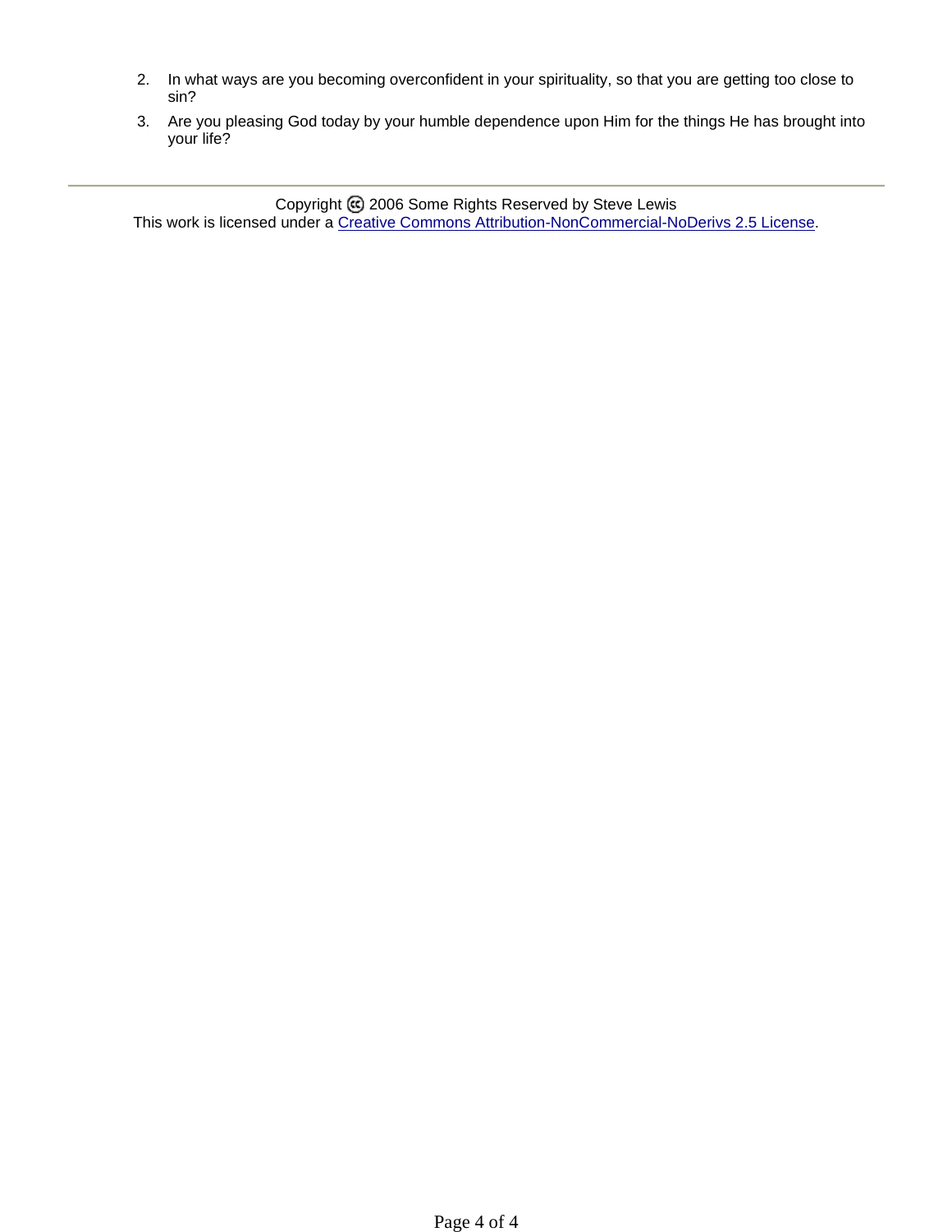2. In what ways are you becoming overconfident in your spirituality, so that you are getting too close to sin?
3. Are you pleasing God today by your humble dependence upon Him for the things He has brought into your life?

---

Copyright (cc) 2006 Some Rights Reserved by Steve Lewis
This work is licensed under a Creative Commons Attribution-NonCommercial-NoDerivs 2.5 License.